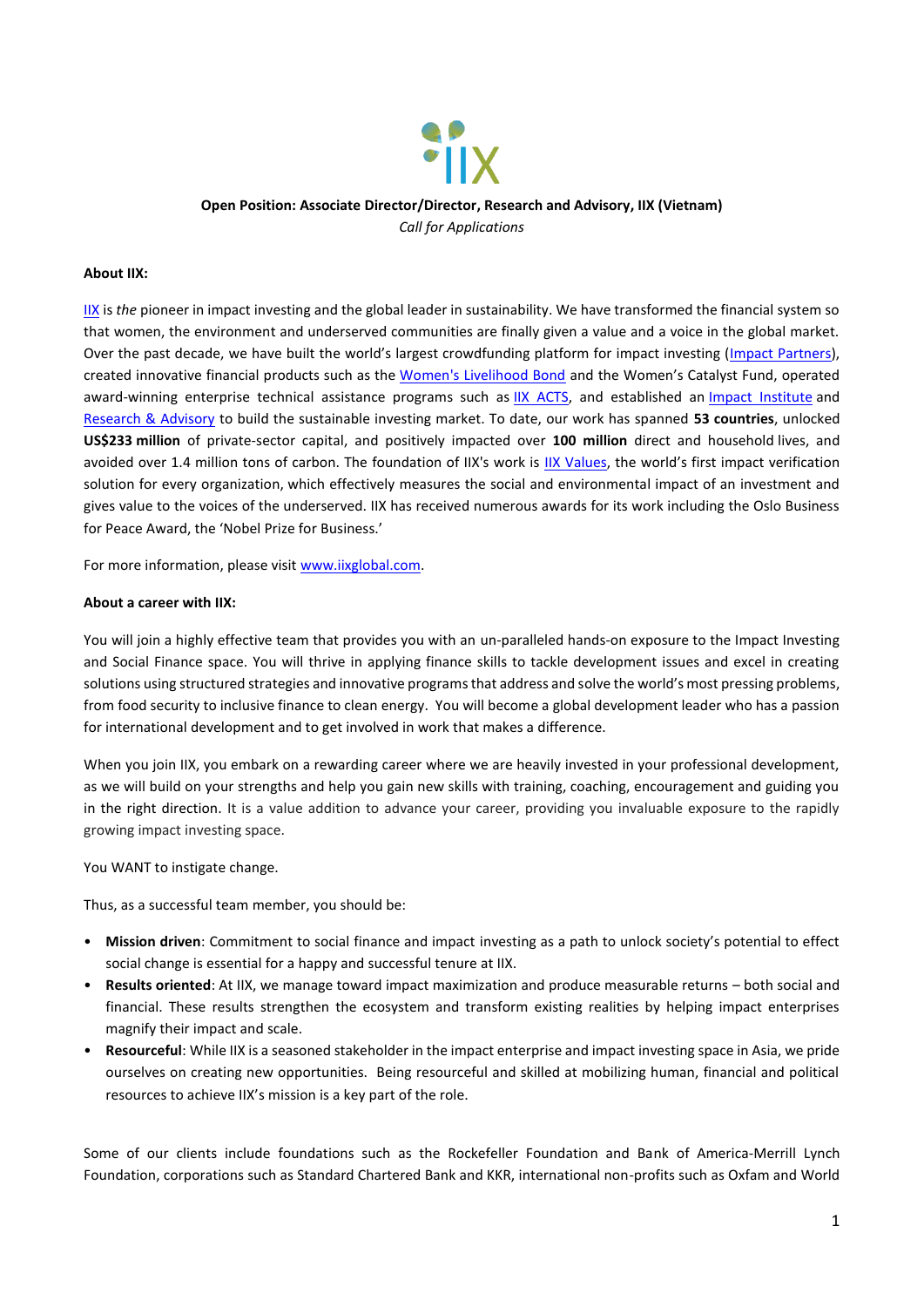**Open Position: Associate Director/Director, Research and Advisory, IIX (Vietnam)**

*Call for Applications*

**About IIX:**

IIX is *the* pioneer in impact investing and the global leader in sustainability. We have transformed the financial system so that women, the environment and underserved communities are finally given a value and a voice in the global market. Over the past decade, we have built the world's largest crowdfunding platform for impact investing (Impact Partners), created innovative financial products such as the Women's Livelihood Bond and the Women's Catalyst Fund, operated award-winning enterprise technical assistance programs such as IIX ACTS, and established an Impact Institute and Research & Advisory to build the sustainable investing market. To date, our work has spanned **53 countries**, unlocked **US$233 million** of private-sector capital, and positively impacted over **100 million** direct and household lives, and avoided over 1.4 million tons of carbon. The foundation of IIX's work is IIX Values, the world's first impact verification solution for every organization, which effectively measures the social and environmental impact of an investment and gives value to the voices of the underserved. IIX has received numerous awards for its work including the Oslo Business for Peace Award, the 'Nobel Prize for Business.'

For more information, please visit www.iixglobal.com.

**About a career with IIX:**

You will join a highly effective team that provides you with an un-paralleled hands-on exposure to the Impact Investing and Social Finance space. You will thrive in applying finance skills to tackle development issues and excel in creating solutions using structured strategies and innovative programs that address and solve the world's most pressing problems, from food security to inclusive finance to clean energy. You will become a global development leader who has a passion for international development and to get involved in work that makes a difference.

When you join IIX, you embark on a rewarding career where we are heavily invested in your professional development, as we will build on your strengths and help you gain new skills with training, coaching, encouragement and guiding you in the right direction. It is a value addition to advance your career, providing you invaluable exposure to the rapidly growing impact investing space.

You WANT to instigate change.

Thus, as a successful team member, you should be:

- **Mission driven**: Commitment to social finance and impact investing as a path to unlock society's potential to effect social change is essential for a happy and successful tenure at IIX.
- **Results oriented**: At IIX, we manage toward impact maximization and produce measurable returns – both social and financial. These results strengthen the ecosystem and transform existing realities by helping impact enterprises magnify their impact and scale.
- **Resourceful**: While IIX is a seasoned stakeholder in the impact enterprise and impact investing space in Asia, we pride ourselves on creating new opportunities. Being resourceful and skilled at mobilizing human, financial and political resources to achieve IIX's mission is a key part of the role.

Some of our clients include foundations such as the Rockefeller Foundation and Bank of America-Merrill Lynch Foundation, corporations such as Standard Chartered Bank and KKR, international non-profits such as Oxfam and World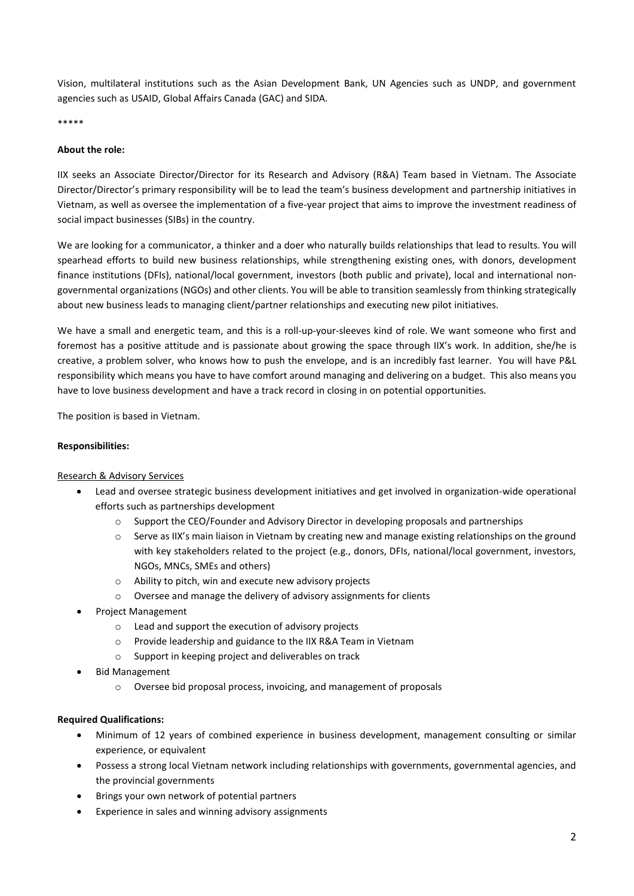Vision, multilateral institutions such as the Asian Development Bank, UN Agencies such as UNDP, and government agencies such as USAID, Global Affairs Canada (GAC) and SIDA.

*****

**About the role:**

IIX seeks an Associate Director/Director for its Research and Advisory (R&A) Team based in Vietnam. The Associate Director/Director's primary responsibility will be to lead the team's business development and partnership initiatives in Vietnam, as well as oversee the implementation of a five-year project that aims to improve the investment readiness of social impact businesses (SIBs) in the country.

We are looking for a communicator, a thinker and a doer who naturally builds relationships that lead to results. You will spearhead efforts to build new business relationships, while strengthening existing ones, with donors, development finance institutions (DFIs), national/local government, investors (both public and private), local and international non-governmental organizations (NGOs) and other clients. You will be able to transition seamlessly from thinking strategically about new business leads to managing client/partner relationships and executing new pilot initiatives.

We have a small and energetic team, and this is a roll-up-your-sleeves kind of role. We want someone who first and foremost has a positive attitude and is passionate about growing the space through IIX's work. In addition, she/he is creative, a problem solver, who knows how to push the envelope, and is an incredibly fast learner. You will have P&L responsibility which means you have to have comfort around managing and delivering on a budget. This also means you have to love business development and have a track record in closing in on potential opportunities.

The position is based in Vietnam.

**Responsibilities:**

<u>Research & Advisory Services</u>

- Lead and oversee strategic business development initiatives and get involved in organization-wide operational efforts such as partnerships development
  - Support the CEO/Founder and Advisory Director in developing proposals and partnerships
  - Serve as IIX's main liaison in Vietnam by creating new and manage existing relationships on the ground with key stakeholders related to the project (e.g., donors, DFIs, national/local government, investors, NGOs, MNCs, SMEs and others)
  - Ability to pitch, win and execute new advisory projects
  - Oversee and manage the delivery of advisory assignments for clients
- Project Management
  - Lead and support the execution of advisory projects
  - Provide leadership and guidance to the IIX R&A Team in Vietnam
  - Support in keeping project and deliverables on track
- Bid Management
  - Oversee bid proposal process, invoicing, and management of proposals

**Required Qualifications:**

- Minimum of 12 years of combined experience in business development, management consulting or similar experience, or equivalent
- Possess a strong local Vietnam network including relationships with governments, governmental agencies, and the provincial governments
- Brings your own network of potential partners
- Experience in sales and winning advisory assignments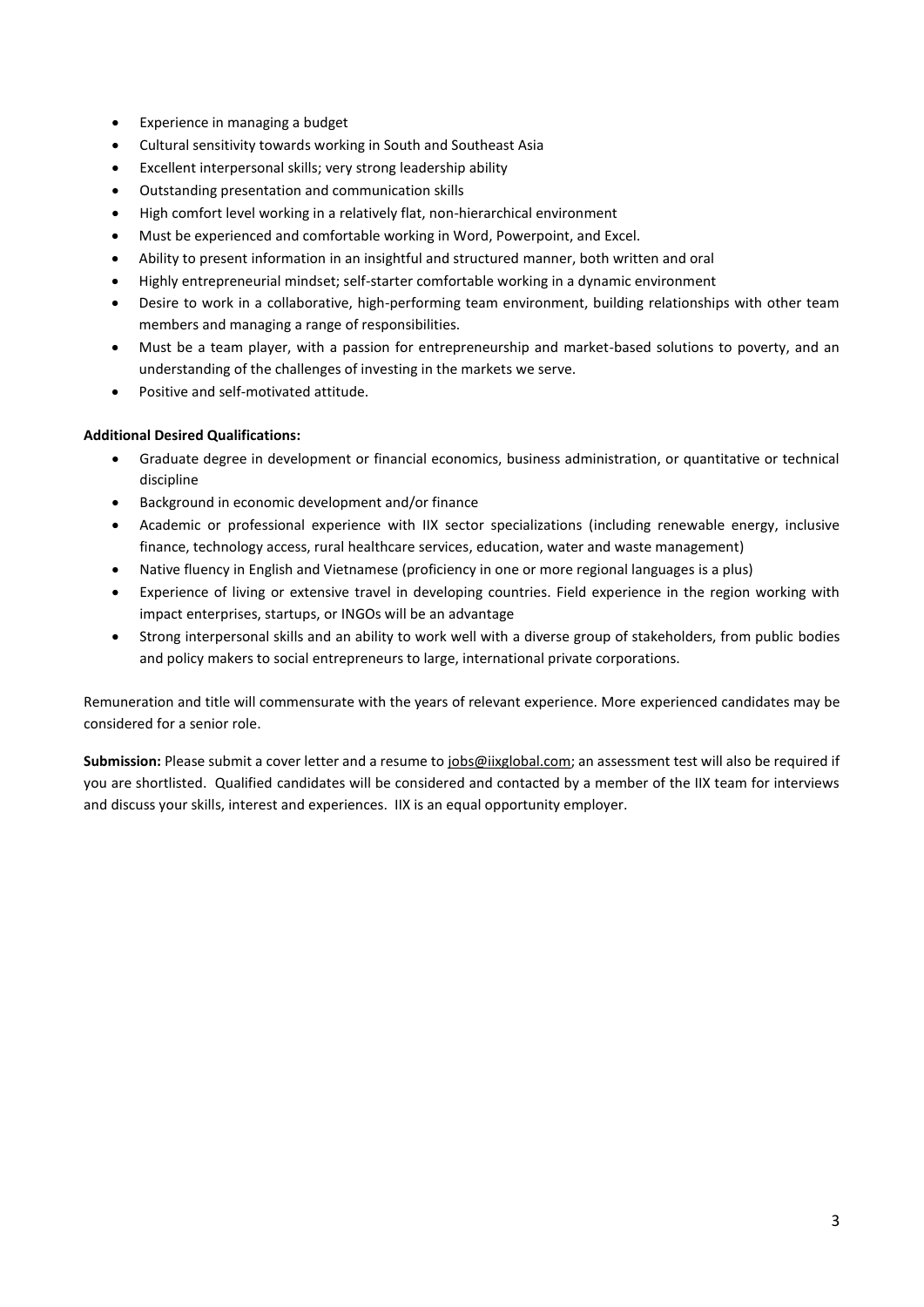- Experience in managing a budget
- Cultural sensitivity towards working in South and Southeast Asia
- Excellent interpersonal skills; very strong leadership ability
- Outstanding presentation and communication skills
- High comfort level working in a relatively flat, non-hierarchical environment
- Must be experienced and comfortable working in Word, Powerpoint, and Excel.
- Ability to present information in an insightful and structured manner, both written and oral
- Highly entrepreneurial mindset; self-starter comfortable working in a dynamic environment
- Desire to work in a collaborative, high-performing team environment, building relationships with other team members and managing a range of responsibilities.
- Must be a team player, with a passion for entrepreneurship and market-based solutions to poverty, and an understanding of the challenges of investing in the markets we serve.
- Positive and self-motivated attitude.

**Additional Desired Qualifications:**

- Graduate degree in development or financial economics, business administration, or quantitative or technical discipline
- Background in economic development and/or finance
- Academic or professional experience with IIX sector specializations (including renewable energy, inclusive finance, technology access, rural healthcare services, education, water and waste management)
- Native fluency in English and Vietnamese (proficiency in one or more regional languages is a plus)
- Experience of living or extensive travel in developing countries. Field experience in the region working with impact enterprises, startups, or INGOs will be an advantage
- Strong interpersonal skills and an ability to work well with a diverse group of stakeholders, from public bodies and policy makers to social entrepreneurs to large, international private corporations.

Remuneration and title will commensurate with the years of relevant experience. More experienced candidates may be considered for a senior role.

**Submission:** Please submit a cover letter and a resume to jobs@iixglobal.com; an assessment test will also be required if you are shortlisted. Qualified candidates will be considered and contacted by a member of the IIX team for interviews and discuss your skills, interest and experiences. IIX is an equal opportunity employer.